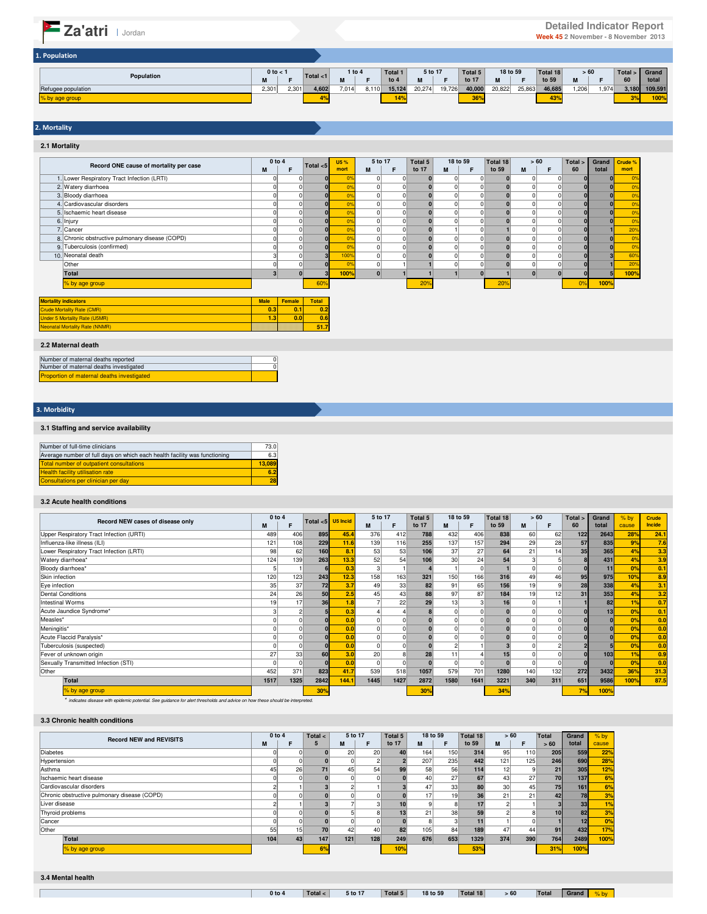# Za'atri | Jordan

**Detailed Indicator Report**
**Week 45** 2 November - 8 November 2013

## 1. Population

| Population | 0 to < 1 | | Total <1 | 1 to 4 | | Total 1 to 4 | 5 to 17 | | Total 5 to 17 | 18 to 59 | | Total 18 to 59 | > 60 | | Total > 60 | Grand total |
|---|---|---|---|---|---|---|---|---|---|---|---|---|---|---|---|---|
| | M | F | | M | F | | M | F | | M | F | | M | F | | |
| Refugee population | 2,301 | 2,301 | 4,602 | 7,014 | 8,110 | 15,124 | 20,274 | 19,726 | 40,000 | 20,822 | 25,863 | 46,685 | 1,206 | 1,974 | 3,180 | 109,591 |
| % by age group | | | 4% | | | 14% | | | 36% | | | 43% | | | 3% | 100% |

## 2. Mortality

### 2.1 Mortality

| | Record ONE cause of mortality per case | 0 to 4 | | Total <5 | U5 % mort | 5 to 17 | | Total 5 to 17 | 18 to 59 | | Total 18 to 59 | > 60 | | Total > 60 | Grand total | Crude % mort |
|---|---|---|---|---|---|---|---|---|---|---|---|---|---|---|---|---|
| | | M | F | | | M | F | | M | F | | M | F | | | |
| 1. | Lower Respiratory Tract Infection (LRTI) | 0 | 0 | 0 | 0% | 0 | 0 | 0 | 0 | 0 | 0 | 0 | 0 | 0 | 0 | 0% |
| 2. | Watery diarrhoea | 0 | 0 | 0 | 0% | 0 | 0 | 0 | 0 | 0 | 0 | 0 | 0 | 0 | 0 | 0% |
| 3. | Bloody diarrhoea | 0 | 0 | 0 | 0% | 0 | 0 | 0 | 0 | 0 | 0 | 0 | 0 | 0 | 0 | 0% |
| 4. | Cardiovascular disorders | 0 | 0 | 0 | 0% | 0 | 0 | 0 | 0 | 0 | 0 | 0 | 0 | 0 | 0 | 0% |
| 5. | Ischaemic heart disease | 0 | 0 | 0 | 0% | 0 | 0 | 0 | 0 | 0 | 0 | 0 | 0 | 0 | 0 | 0% |
| 6. | Injury | 0 | 0 | 0 | 0% | 0 | 0 | 0 | 0 | 0 | 0 | 0 | 0 | 0 | 0 | 0% |
| 7. | Cancer | 0 | 0 | 0 | 0% | 0 | 0 | 0 | 1 | 0 | 1 | 0 | 0 | 0 | 1 | 20% |
| 8. | Chronic obstructive pulmonary disease (COPD) | 0 | 0 | 0 | 0% | 0 | 0 | 0 | 0 | 0 | 0 | 0 | 0 | 0 | 0 | 0% |
| 9. | Tuberculosis (confirmed) | 0 | 0 | 0 | 0% | 0 | 0 | 0 | 0 | 0 | 0 | 0 | 0 | 0 | 0 | 0% |
| 10. | Neonatal death | 3 | 0 | 3 | 100% | 0 | 0 | 0 | 0 | 0 | 0 | 0 | 0 | 0 | 3 | 60% |
| | Other | 0 | 0 | 0 | 0% | 0 | 1 | 1 | 0 | 0 | 0 | 0 | 0 | 0 | 1 | 20% |
| | **Total** | 3 | 0 | 3 | 100% | 0 | 1 | 1 | 1 | 0 | 1 | 0 | 0 | 0 | 5 | 100% |
| | % by age group | | | 60% | | | | 20% | | | 20% | | | 0% | 100% | |

| Mortality indicators | Male | Female | Total |
|---|---|---|---|
| Crude Mortality Rate (CMR) | 0.3 | 0.1 | 0.2 |
| Under 5 Mortality Rate (U5MR) | 1.3 | 0.0 | 0.6 |
| Neonatal Mortality Rate (NNMR) | | | 51.7 |

### 2.2 Maternal death

| | |
|---|---|
| Number of maternal deaths reported | 0 |
| Number of maternal deaths investigated | 0 |
| Proportion of maternal deaths investigated | |

## 3. Morbidity

### 3.1 Staffing and service availability

| | |
|---|---|
| Number of full-time clinicians | 73.0 |
| Average number of full days on which each health facility was functioning | 6.3 |
| Total number of outpatient consultations | 13,089 |
| Health facility utilisation rate | 6.2 |
| Consultations per clinician per day | 28 |

### 3.2 Acute health conditions

| Record NEW cases of disease only | 0 to 4 | | Total <5 | U5 Incid | 5 to 17 | | Total 5 to 17 | 18 to 59 | | Total 18 to 59 | > 60 | | Total > 60 | Grand total | % by cause | Crude Incide |
|---|---|---|---|---|---|---|---|---|---|---|---|---|---|---|---|---|
| | M | F | | | M | F | | M | F | | M | F | | | | |
| Upper Respiratory Tract Infection (URTI) | 489 | 406 | 895 | 45.4 | 376 | 412 | 788 | 432 | 406 | 838 | 60 | 62 | 122 | 2643 | 28% | 24.1 |
| Influenza-like illness (ILI) | 121 | 108 | 229 | 11.6 | 139 | 116 | 255 | 137 | 157 | 294 | 29 | 28 | 57 | 835 | 9% | 7.6 |
| Lower Respiratory Tract Infection (LRTI) | 98 | 62 | 160 | 8.1 | 53 | 53 | 106 | 37 | 27 | 64 | 21 | 14 | 35 | 365 | 4% | 3.3 |
| Watery diarrhoea* | 124 | 139 | 263 | 13.3 | 52 | 54 | 106 | 30 | 24 | 54 | 3 | 5 | 8 | 431 | 4% | 3.9 |
| Bloody diarrhoea* | 5 | 1 | 6 | 0.3 | 3 | 1 | 4 | 1 | 0 | 1 | 0 | 0 | 0 | 11 | 0% | 0.1 |
| Skin infection | 120 | 123 | 243 | 12.3 | 158 | 163 | 321 | 150 | 166 | 316 | 49 | 46 | 95 | 975 | 10% | 8.9 |
| Eye infection | 35 | 37 | 72 | 3.7 | 49 | 33 | 82 | 91 | 65 | 156 | 19 | 9 | 28 | 338 | 4% | 3.1 |
| Dental Conditions | 24 | 26 | 50 | 2.5 | 45 | 43 | 88 | 97 | 87 | 184 | 19 | 12 | 31 | 353 | 4% | 3.2 |
| Intestinal Worms | 19 | 17 | 36 | 1.8 | 7 | 22 | 29 | 13 | 3 | 16 | 0 | 1 | 1 | 82 | 1% | 0.7 |
| Acute Jaundice Syndrome* | 3 | 2 | 5 | 0.3 | 4 | 4 | 8 | 0 | 0 | 0 | 0 | 0 | 0 | 13 | 0% | 0.1 |
| Measles* | 0 | 0 | 0 | 0.0 | 0 | 0 | 0 | 0 | 0 | 0 | 0 | 0 | 0 | 0 | 0% | 0.0 |
| Meningitis* | 0 | 0 | 0 | 0.0 | 0 | 0 | 0 | 0 | 0 | 0 | 0 | 0 | 0 | 0 | 0% | 0.0 |
| Acute Flaccid Paralysis* | 0 | 0 | 0 | 0.0 | 0 | 0 | 0 | 0 | 0 | 0 | 0 | 0 | 0 | 0 | 0% | 0.0 |
| Tuberculosis (suspected) | 0 | 0 | 0 | 0.0 | 0 | 0 | 0 | 2 | 1 | 3 | 0 | 2 | 2 | 5 | 0% | 0.0 |
| Fever of unknown origin | 27 | 33 | 60 | 3.0 | 20 | 8 | 28 | 11 | 4 | 15 | 0 | 0 | 0 | 103 | 1% | 0.9 |
| Sexually Transmitted Infection (STI) | 0 | 0 | 0 | 0.0 | 0 | 0 | 0 | 0 | 0 | 0 | 0 | 0 | 0 | 0 | 0% | 0.0 |
| Other | 452 | 371 | 823 | 41.7 | 539 | 518 | 1057 | 579 | 701 | 1280 | 140 | 132 | 272 | 3432 | 36% | 31.3 |
| **Total** | 1517 | 1325 | 2842 | 144.1 | 1445 | 1427 | 2872 | 1580 | 1641 | 3221 | 340 | 311 | 651 | 9586 | 100% | 87.5 |
| % by age group | | | 30% | | | | 30% | | | 34% | | | 7% | 100% | | |

* indicates disease with epidemic potential. See guidance for alert thresholds and advice on how these should be interpreted.

### 3.3 Chronic health conditions

| Record NEW and REVISITS | 0 to 4 | | Total < 5 | 5 to 17 | | Total 5 to 17 | 18 to 59 | | Total 18 to 59 | > 60 | | Total > 60 | Grand total | % by cause |
|---|---|---|---|---|---|---|---|---|---|---|---|---|---|---|
| | M | F | | M | F | | M | F | | M | F | | | |
| Diabetes | 0 | 0 | 0 | 20 | 20 | 40 | 164 | 150 | 314 | 95 | 110 | 205 | 559 | 22% |
| Hypertension | 0 | 0 | 0 | 0 | 2 | 2 | 207 | 235 | 442 | 121 | 125 | 246 | 690 | 28% |
| Asthma | 45 | 26 | 71 | 45 | 54 | 99 | 58 | 56 | 114 | 12 | 9 | 21 | 305 | 12% |
| Ischaemic heart disease | 0 | 0 | 0 | 0 | 0 | 0 | 40 | 27 | 67 | 43 | 27 | 70 | 137 | 6% |
| Cardiovascular disorders | 2 | 1 | 3 | 2 | 1 | 3 | 47 | 33 | 80 | 30 | 45 | 75 | 161 | 6% |
| Chronic obstructive pulmonary disease (COPD) | 0 | 0 | 0 | 0 | 0 | 0 | 17 | 19 | 36 | 21 | 21 | 42 | 78 | 3% |
| Liver disease | 2 | 1 | 3 | 7 | 3 | 10 | 9 | 8 | 17 | 2 | 1 | 3 | 33 | 1% |
| Thyroid problems | 0 | 0 | 0 | 5 | 8 | 13 | 21 | 38 | 59 | 2 | 8 | 10 | 82 | 3% |
| Cancer | 0 | 0 | 0 | 0 | 0 | 0 | 8 | 3 | 11 | 1 | 0 | 1 | 12 | 0% |
| Other | 55 | 15 | 70 | 42 | 40 | 82 | 105 | 84 | 189 | 47 | 44 | 91 | 432 | 17% |
| **Total** | 104 | 43 | 147 | 121 | 128 | 249 | 676 | 653 | 1329 | 374 | 390 | 764 | 2489 | 100% |
| % by age group | | | 6% | | | 10% | | | 53% | | | 31% | 100% | |

### 3.4 Mental health

| | 0 to 4 | | Total < | 5 to 17 | | Total 5 | 18 to 59 | | Total 18 | > 60 | | Total | Grand | % by |
|---|---|---|---|---|---|---|---|---|---|---|---|---|---|---|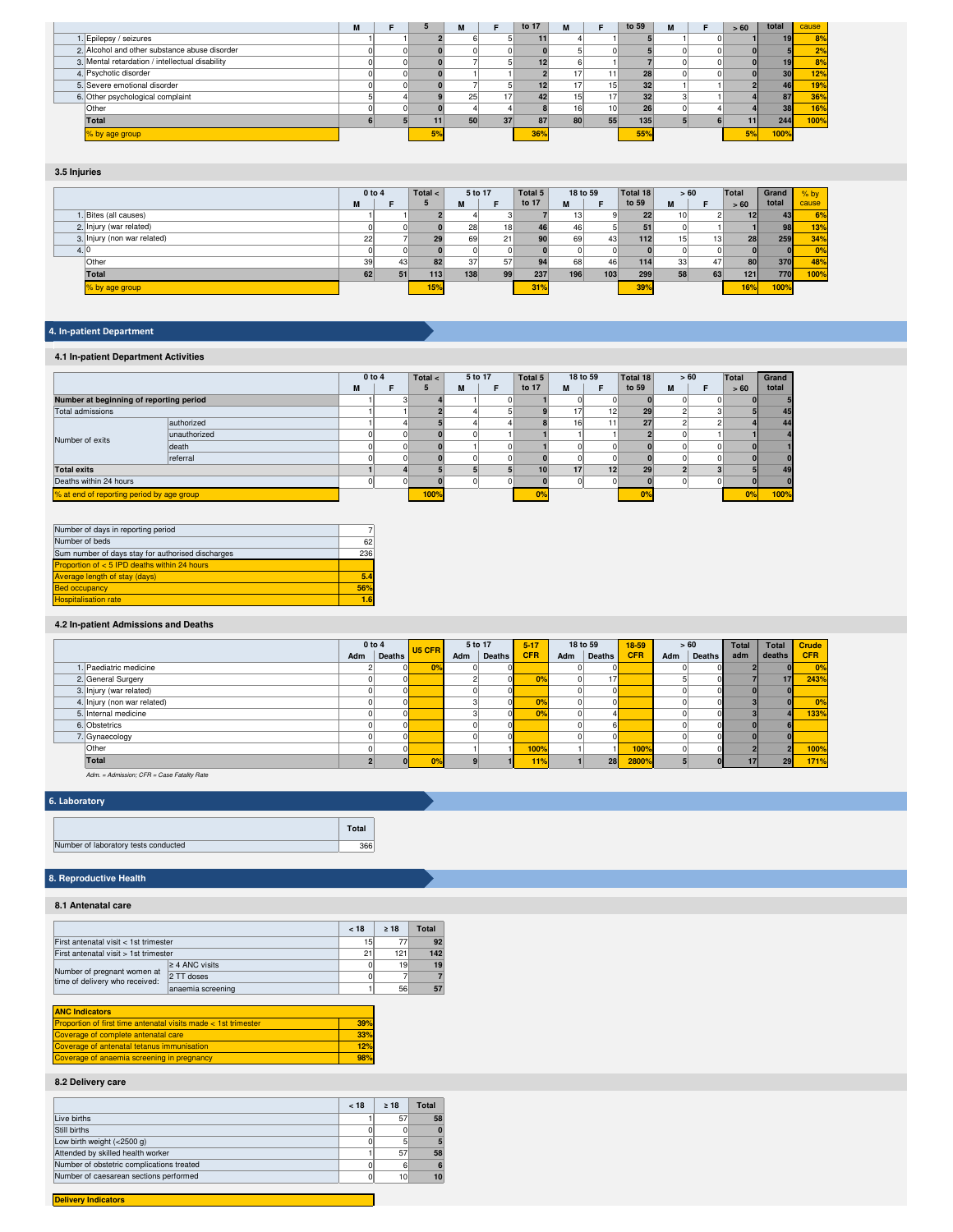| | M | F | 5 | M | F | to 17 | M | F | to 59 | M | F | > 60 | total | cause |
|---|---|---|---|---|---|---|---|---|---|---|---|---|---|---|
| 1. Epilepsy / seizures | 1 | 1 | 2 | 6 | 5 | 11 | 4 | 1 | 5 | 1 | 0 | 1 | 19 | 8% |
| 2. Alcohol and other substance abuse disorder | 0 | 0 | 0 | 0 | 0 | 0 | 5 | 0 | 5 | 0 | 0 | 0 | 5 | 2% |
| 3. Mental retardation / intellectual disability | 0 | 0 | 0 | 7 | 5 | 12 | 6 | 1 | 7 | 0 | 0 | 0 | 19 | 8% |
| 4. Psychotic disorder | 0 | 0 | 0 | 1 | 1 | 2 | 17 | 11 | 28 | 0 | 0 | 0 | 30 | 12% |
| 5. Severe emotional disorder | 0 | 0 | 0 | 7 | 5 | 12 | 17 | 15 | 32 | 1 | 1 | 2 | 46 | 19% |
| 6. Other psychological complaint | 5 | 4 | 9 | 25 | 17 | 42 | 15 | 17 | 32 | 3 | 1 | 4 | 87 | 36% |
| Other | 0 | 0 | 0 | 4 | 4 | 8 | 16 | 10 | 26 | 0 | 4 | 4 | 38 | 16% |
| Total | 6 | 5 | 11 | 50 | 37 | 87 | 80 | 55 | 135 | 5 | 6 | 11 | 244 | 100% |
| % by age group | | | 5% | | | 36% | | | 55% | | | 5% | 100% | |

### 3.5 Injuries

| | 0 to 4 | | Total < 5 | 5 to 17 | | Total 5 to 17 | 18 to 59 | | Total 18 to 59 | > 60 | | Total > 60 | Grand total | % by cause |
|---|---|---|---|---|---|---|---|---|---|---|---|---|---|---|
| | M | F | | M | F | | M | F | | M | F | | | |
| 1. Bites (all causes) | 1 | 1 | 2 | 4 | 3 | 7 | 13 | 9 | 22 | 10 | 2 | 12 | 43 | 6% |
| 2. Injury (war related) | 0 | 0 | 0 | 28 | 18 | 46 | 46 | 5 | 51 | 0 | 1 | 1 | 98 | 13% |
| 3. Injury (non war related) | 22 | 7 | 29 | 69 | 21 | 90 | 69 | 43 | 112 | 15 | 13 | 28 | 259 | 34% |
| 4. 0 | 0 | 0 | 0 | 0 | 0 | 0 | 0 | 0 | 0 | 0 | 0 | 0 | 0 | 0% |
| Other | 39 | 43 | 82 | 37 | 57 | 94 | 68 | 46 | 114 | 33 | 47 | 80 | 370 | 48% |
| Total | 62 | 51 | 113 | 138 | 99 | 237 | 196 | 103 | 299 | 58 | 63 | 121 | 770 | 100% |
| % by age group | | | 15% | | | 31% | | | 39% | | | 16% | 100% | |

## 4. In-patient Department

### 4.1 In-patient Department Activities

| | | 0 to 4 | | Total < 5 | 5 to 17 | | Total 5 to 17 | 18 to 59 | | Total 18 to 59 | > 60 | | Total > 60 | Grand total |
|---|---|---|---|---|---|---|---|---|---|---|---|---|---|---|
| | | M | F | | M | F | | M | F | | M | F | | |
| Number at beginning of reporting period | | 1 | 3 | 4 | 1 | 0 | 1 | 0 | 0 | 0 | 0 | 0 | 0 | 5 |
| Total admissions | | 1 | 1 | 2 | 4 | 5 | 9 | 17 | 12 | 29 | 2 | 3 | 5 | 45 |
| Number of exits | authorized | 1 | 4 | 5 | 4 | 4 | 8 | 16 | 11 | 27 | 2 | 2 | 4 | 44 |
| | unauthorized | 0 | 0 | 0 | 0 | 1 | 1 | 1 | 1 | 2 | 0 | 1 | 1 | 4 |
| | death | 0 | 0 | 0 | 1 | 0 | 1 | 0 | 0 | 0 | 0 | 0 | 0 | 1 |
| | referral | 0 | 0 | 0 | 0 | 0 | 0 | 0 | 0 | 0 | 0 | 0 | 0 | 0 |
| Total exits | | 1 | 4 | 5 | 5 | 5 | 10 | 17 | 12 | 29 | 2 | 3 | 5 | 49 |
| Deaths within 24 hours | | 0 | 0 | 0 | 0 | 0 | 0 | 0 | 0 | 0 | 0 | 0 | 0 | 0 |
| % at end of reporting period by age group | | | | 100% | | | 0% | | | 0% | | | 0% | 100% |

| | |
|---|---|
| Number of days in reporting period | 7 |
| Number of beds | 62 |
| Sum number of days stay for authorised discharges | 236 |
| Proportion of < 5 IPD deaths within 24 hours | |
| Average length of stay (days) | 5.4 |
| Bed occupancy | 56% |
| Hospitalisation rate | 1.6 |

### 4.2 In-patient Admissions and Deaths

| | 0 to 4 | | U5 CFR | 5 to 17 | | 5-17 CFR | 18 to 59 | | 18-59 CFR | > 60 | | Total adm | Total deaths | Crude CFR |
|---|---|---|---|---|---|---|---|---|---|---|---|---|---|---|
| | Adm | Deaths | | Adm | Deaths | | Adm | Deaths | | Adm | Deaths | | | |
| 1. Paediatric medicine | 2 | 0 | 0% | 0 | 0 | | 0 | 0 | | 0 | 0 | 2 | 0 | 0% |
| 2. General Surgery | 0 | 0 | | 2 | 0 | 0% | 0 | 17 | | 5 | 0 | 7 | 17 | 243% |
| 3. Injury (war related) | 0 | 0 | | 0 | 0 | | 0 | 0 | | 0 | 0 | 0 | 0 | |
| 4. Injury (non war related) | 0 | 0 | | 3 | 0 | 0% | 0 | 0 | | 0 | 0 | 3 | 0 | 0% |
| 5. Internal medicine | 0 | 0 | | 3 | 0 | 0% | 0 | 4 | | 0 | 0 | 3 | 4 | 133% |
| 6. Obstetrics | 0 | 0 | | 0 | 0 | | 0 | 6 | | 0 | 0 | 0 | 6 | |
| 7. Gynaecology | 0 | 0 | | 0 | 0 | | 0 | 0 | | 0 | 0 | 0 | 0 | |
| Other | 0 | 0 | | 1 | 1 | 100% | 1 | 1 | 100% | 0 | 0 | 2 | 2 | 100% |
| Total | 2 | 0 | 0% | 9 | 1 | 11% | 1 | 28 | 2800% | 5 | 0 | 17 | 29 | 171% |

*Adm. = Admission; CFR = Case Fatality Rate*

## 6. Laboratory

| | Total |
|---|---|
| Number of laboratory tests conducted | 366 |

## 8. Reproductive Health

### 8.1 Antenatal care

| | | < 18 | ≥ 18 | Total |
|---|---|---|---|---|
| First antenatal visit < 1st trimester | | 15 | 77 | 92 |
| First antenatal visit > 1st trimester | | 21 | 121 | 142 |
| Number of pregnant women at time of delivery who received: | ≥ 4 ANC visits | 0 | 19 | 19 |
| | 2 TT doses | 0 | 7 | 7 |
| | anaemia screening | 1 | 56 | 57 |

| ANC Indicators | |
|---|---|
| Proportion of first time antenatal visits made < 1st trimester | 39% |
| Coverage of complete antenatal care | 33% |
| Coverage of antenatal tetanus immunisation | 12% |
| Coverage of anaemia screening in pregnancy | 98% |

### 8.2 Delivery care

| | < 18 | ≥ 18 | Total |
|---|---|---|---|
| Live births | 1 | 57 | 58 |
| Still births | 0 | 0 | 0 |
| Low birth weight (<2500 g) | 0 | 5 | 5 |
| Attended by skilled health worker | 1 | 57 | 58 |
| Number of obstetric complications treated | 0 | 6 | 6 |
| Number of caesarean sections performed | 0 | 10 | 10 |

| Delivery Indicators |
|---|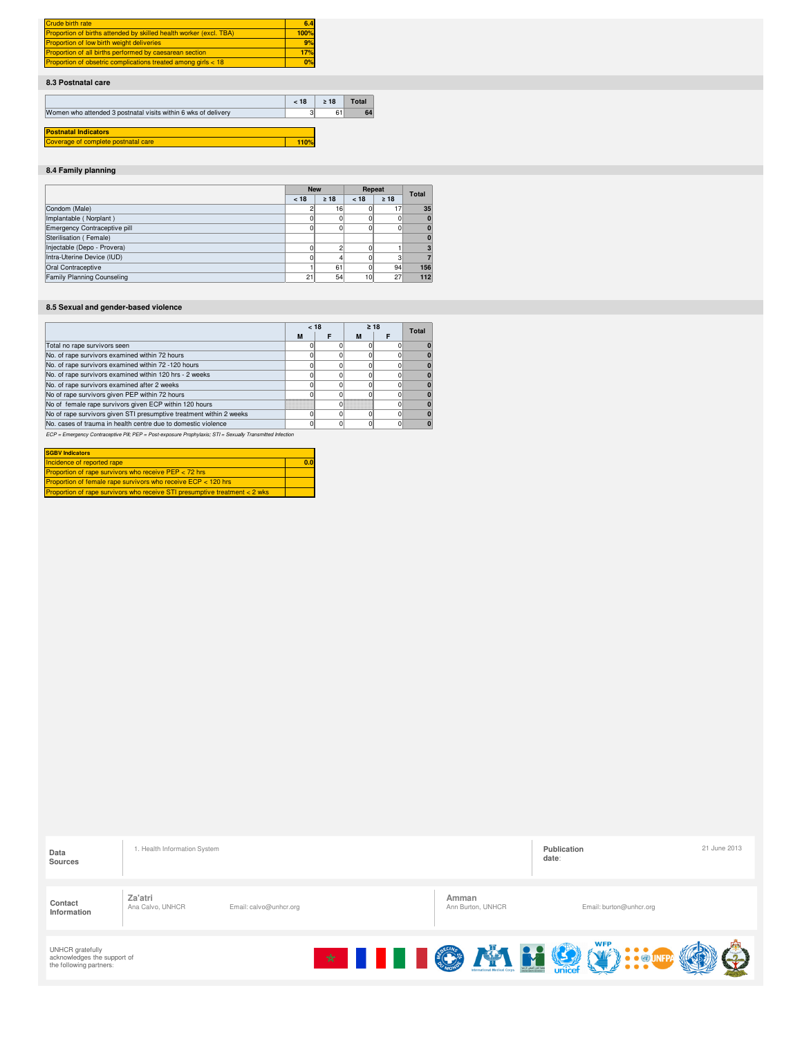| | |
|---|---|
| Crude birth rate | 6.4 |
| Proportion of births attended by skilled health worker (excl. TBA) | 100% |
| Proportion of low birth weight deliveries | 9% |
| Proportion of all births performed by caesarean section | 17% |
| Proportion of obstetric complications treated among girls < 18 | 0% |

### 8.3 Postnatal care

| | < 18 | ≥ 18 | Total |
|---|---|---|---|
| Women who attended 3 postnatal visits within 6 wks of delivery | 3 | 61 | 64 |

| Postnatal Indicators | |
|---|---|
| Coverage of complete postnatal care | 110% |

### 8.4 Family planning

| | New | | Repeat | | Total |
|---|---|---|---|---|---|
| | < 18 | ≥ 18 | < 18 | ≥ 18 | |
| Condom (Male) | 2 | 16 | 0 | 17 | 35 |
| Implantable ( Norplant ) | 0 | 0 | 0 | 0 | 0 |
| Emergency Contraceptive pill | 0 | 0 | 0 | 0 | 0 |
| Sterilisation ( Female) | | | | | 0 |
| Injectable (Depo - Provera) | 0 | 2 | 0 | 1 | 3 |
| Intra-Uterine Device (IUD) | 0 | 4 | 0 | 3 | 7 |
| Oral Contraceptive | 1 | 61 | 0 | 94 | 156 |
| Family Planning Counseling | 21 | 54 | 10 | 27 | 112 |

### 8.5 Sexual and gender-based violence

| | < 18 | | ≥ 18 | | Total |
|---|---|---|---|---|---|
| | M | F | M | F | |
| Total no rape survivors seen | 0 | 0 | 0 | 0 | 0 |
| No. of rape survivors examined within 72 hours | 0 | 0 | 0 | 0 | 0 |
| No. of rape survivors examined within 72 -120 hours | 0 | 0 | 0 | 0 | 0 |
| No. of rape survivors examined within 120 hrs - 2 weeks | 0 | 0 | 0 | 0 | 0 |
| No. of rape survivors examined after 2 weeks | 0 | 0 | 0 | 0 | 0 |
| No of rape survivors given PEP within 72 hours | 0 | 0 | 0 | 0 | 0 |
| No of female rape survivors given ECP within 120 hours | | 0 | | 0 | 0 |
| No of rape survivors given STI presumptive treatment within 2 weeks | 0 | 0 | 0 | 0 | 0 |
| No. cases of trauma in health centre due to domestic violence | 0 | 0 | 0 | 0 | 0 |

*ECP = Emergency Contraceptive Pill; PEP = Post-exposure Prophylaxis; STI = Sexually Transmitted Infection*

| SGBV Indicators | |
|---|---|
| Incidence of reported rape | 0.0 |
| Proportion of rape survivors who receive PEP < 72 hrs | |
| Proportion of female rape survivors who receive ECP < 120 hrs | |
| Proportion of rape survivors who receive STI presumptive treatment < 2 wks | |

**Data Sources**
1. Health Information System

**Publication date:** 21 June 2013

**Contact Information**

Za'atri
Ana Calvo, UNHCR — Email: calvo@unhcr.org

Amman
Ann Burton, UNHCR — Email: burton@unhcr.org

UNHCR gratefully acknowledges the support of the following partners: